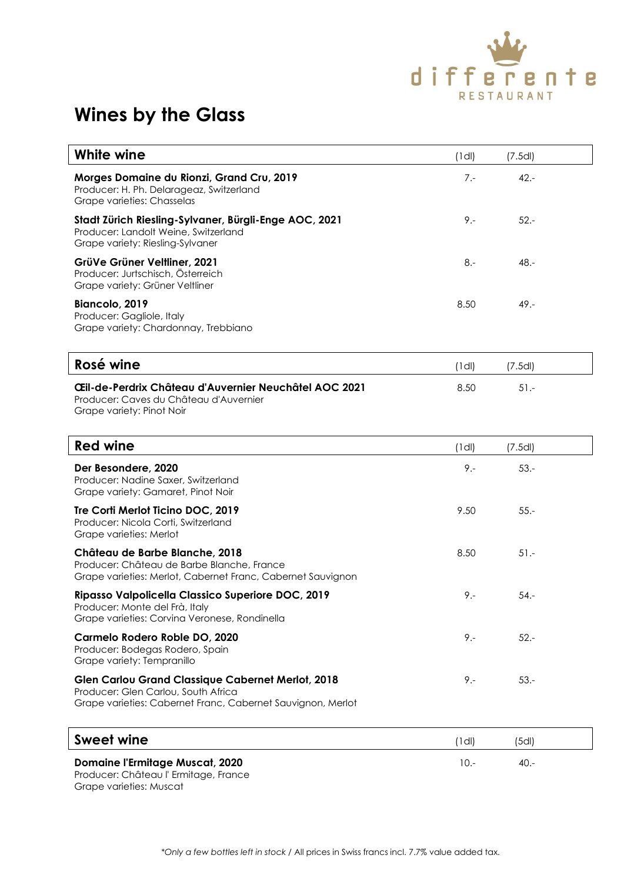differente RESTAURANT

# Wines by the Glass

| White wine | (1dl) | (7.5dl) |
|---|---|---|
| **Morges Domaine du Rionzi, Grand Cru, 2019**<br>Producer: H. Ph. Delarageaz, Switzerland<br>Grape varieties: Chasselas | 7.- | 42.- |
| **Stadt Zürich Riesling-Sylvaner, Bürgli-Enge AOC, 2021**<br>Producer: Landolt Weine, Switzerland<br>Grape variety: Riesling-Sylvaner | 9.- | 52.- |
| **GrüVe Grüner Veltliner, 2021**<br>Producer: Jurtschisch, Österreich<br>Grape variety: Grüner Veltliner | 8.- | 48.- |
| **Biancolo, 2019**<br>Producer: Gagliole, Italy<br>Grape variety: Chardonnay, Trebbiano | 8.50 | 49.- |

| Rosé wine | (1dl) | (7.5dl) |
|---|---|---|
| **Œil-de-Perdrix Château d'Auvernier Neuchâtel AOC 2021**<br>Producer: Caves du Château d'Auvernier<br>Grape variety: Pinot Noir | 8.50 | 51.- |

| Red wine | (1dl) | (7.5dl) |
|---|---|---|
| **Der Besondere, 2020**<br>Producer: Nadine Saxer, Switzerland<br>Grape variety: Gamaret, Pinot Noir | 9.- | 53.- |
| **Tre Corti Merlot Ticino DOC, 2019**<br>Producer: Nicola Corti, Switzerland<br>Grape varieties: Merlot | 9.50 | 55.- |
| **Château de Barbe Blanche, 2018**<br>Producer: Château de Barbe Blanche, France<br>Grape varieties: Merlot, Cabernet Franc, Cabernet Sauvignon | 8.50 | 51.- |
| **Ripasso Valpolicella Classico Superiore DOC, 2019**<br>Producer: Monte del Frà, Italy<br>Grape varieties: Corvina Veronese, Rondinella | 9.- | 54.- |
| **Carmelo Rodero Roble DO, 2020**<br>Producer: Bodegas Rodero, Spain<br>Grape variety: Tempranillo | 9.- | 52.- |
| **Glen Carlou Grand Classique Cabernet Merlot, 2018**<br>Producer: Glen Carlou, South Africa<br>Grape varieties: Cabernet Franc, Cabernet Sauvignon, Merlot | 9.- | 53.- |

| Sweet wine | (1dl) | (5dl) |
|---|---|---|
| **Domaine l'Ermitage Muscat, 2020**<br>Producer: Château l' Ermitage, France<br>Grape varieties: Muscat | 10.- | 40.- |

*\*Only a few bottles left in stock* / All prices in Swiss francs incl. 7.7% value added tax.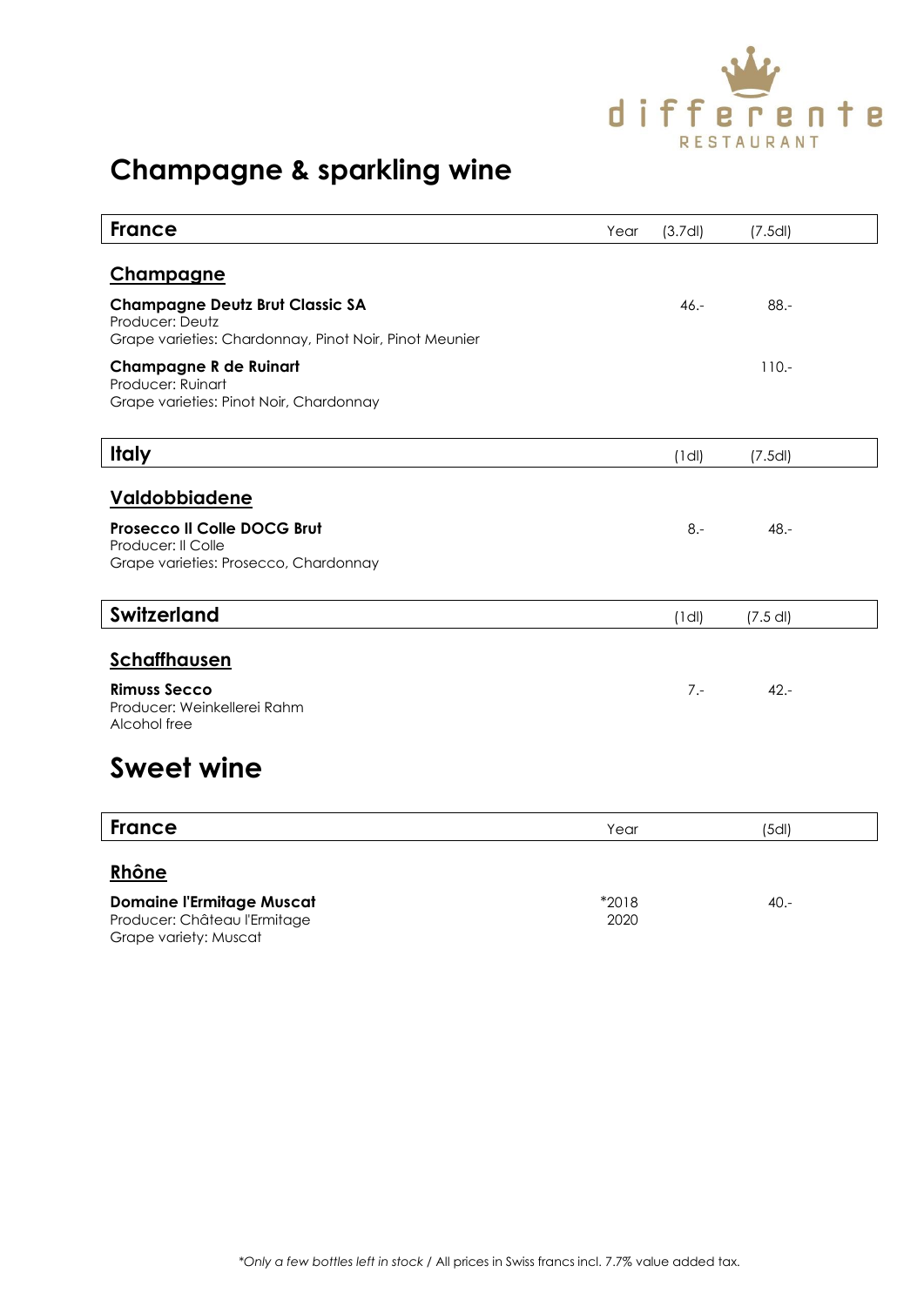differente RESTAURANT

# Champagne & sparkling wine

| France | Year | (3.7dl) | (7.5dl) |
|---|---|---|---|
| **Champagne** | | | |
| **Champagne Deutz Brut Classic SA**<br>Producer: Deutz<br>Grape varieties: Chardonnay, Pinot Noir, Pinot Meunier | | 46.- | 88.- |
| **Champagne R de Ruinart**<br>Producer: Ruinart<br>Grape varieties: Pinot Noir, Chardonnay | | | 110.- |

| Italy | (1dl) | (7.5dl) |
|---|---|---|
| **Valdobbiadene** | | |
| **Prosecco Il Colle DOCG Brut**<br>Producer: Il Colle<br>Grape varieties: Prosecco, Chardonnay | 8.- | 48.- |

| Switzerland | (1dl) | (7.5 dl) |
|---|---|---|
| **Schaffhausen** | | |
| **Rimuss Secco**<br>Producer: Weinkellerei Rahm<br>Alcohol free | 7.- | 42.- |

# Sweet wine

| France | Year | (5dl) |
|---|---|---|
| **Rhône** | | |
| **Domaine l'Ermitage Muscat**<br>Producer: Château l'Ermitage<br>Grape variety: Muscat | *2018<br>2020 | 40.- |

*Only a few bottles left in stock* / All prices in Swiss francs incl. 7.7% value added tax.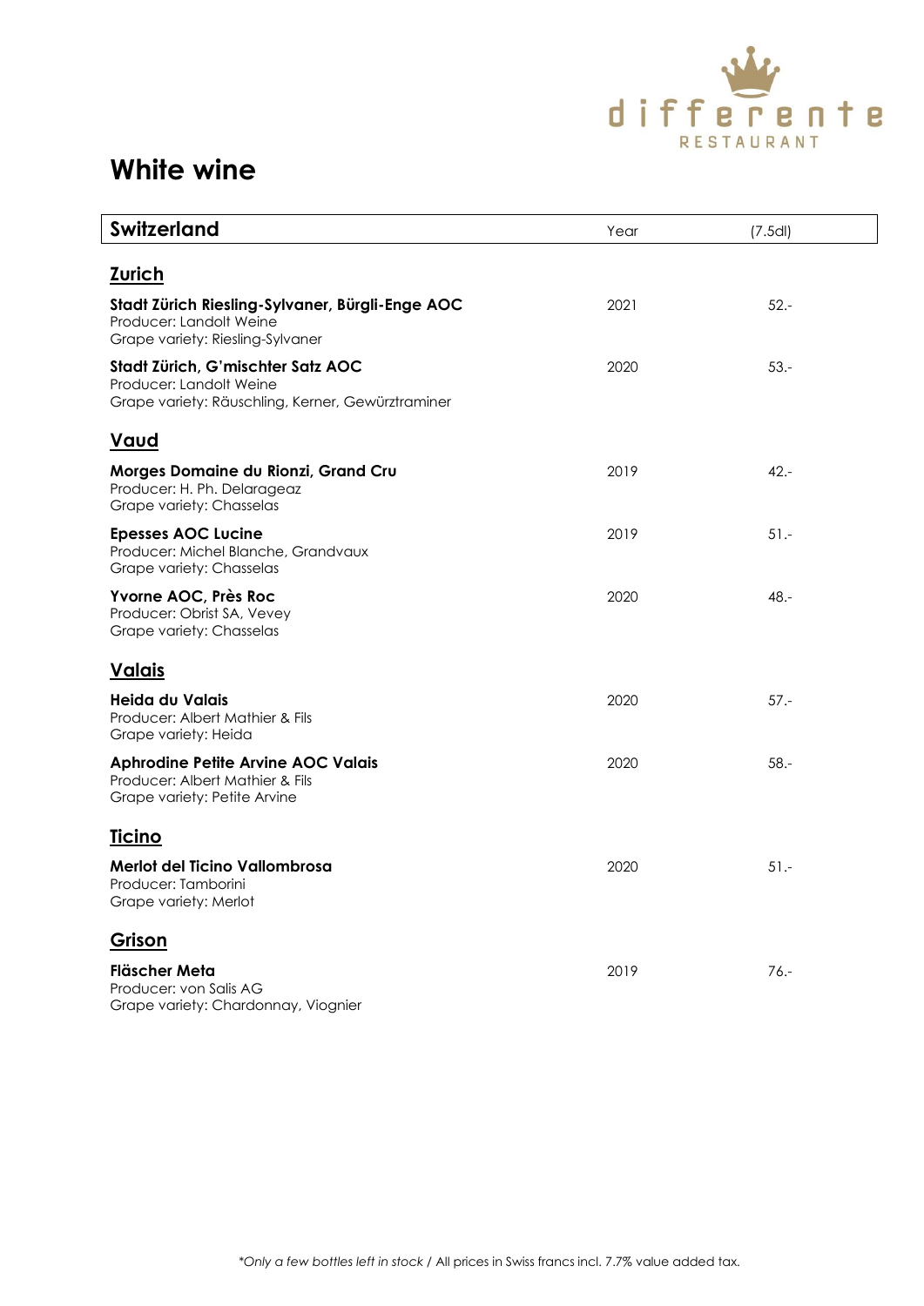# White wine

| Switzerland | Year | (7.5dl) |
|---|---|---|
| **Zurich** | | |
| **Stadt Zürich Riesling-Sylvaner, Bürgli-Enge AOC**<br>Producer: Landolt Weine<br>Grape variety: Riesling-Sylvaner | 2021 | 52.- |
| **Stadt Zürich, G'mischter Satz AOC**<br>Producer: Landolt Weine<br>Grape variety: Räuschling, Kerner, Gewürztraminer | 2020 | 53.- |
| **Vaud** | | |
| **Morges Domaine du Rionzi, Grand Cru**<br>Producer: H. Ph. Delarageaz<br>Grape variety: Chasselas | 2019 | 42.- |
| **Epesses AOC Lucine**<br>Producer: Michel Blanche, Grandvaux<br>Grape variety: Chasselas | 2019 | 51.- |
| **Yvorne AOC, Près Roc**<br>Producer: Obrist SA, Vevey<br>Grape variety: Chasselas | 2020 | 48.- |
| **Valais** | | |
| **Heida du Valais**<br>Producer: Albert Mathier & Fils<br>Grape variety: Heida | 2020 | 57.- |
| **Aphrodine Petite Arvine AOC Valais**<br>Producer: Albert Mathier & Fils<br>Grape variety: Petite Arvine | 2020 | 58.- |
| **Ticino** | | |
| **Merlot del Ticino Vallombrosa**<br>Producer: Tamborini<br>Grape variety: Merlot | 2020 | 51.- |
| **Grison** | | |
| **Fläscher Meta**<br>Producer: von Salis AG<br>Grape variety: Chardonnay, Viognier | 2019 | 76.- |

**Only a few bottles left in stock* / All prices in Swiss francs incl. 7.7% value added tax.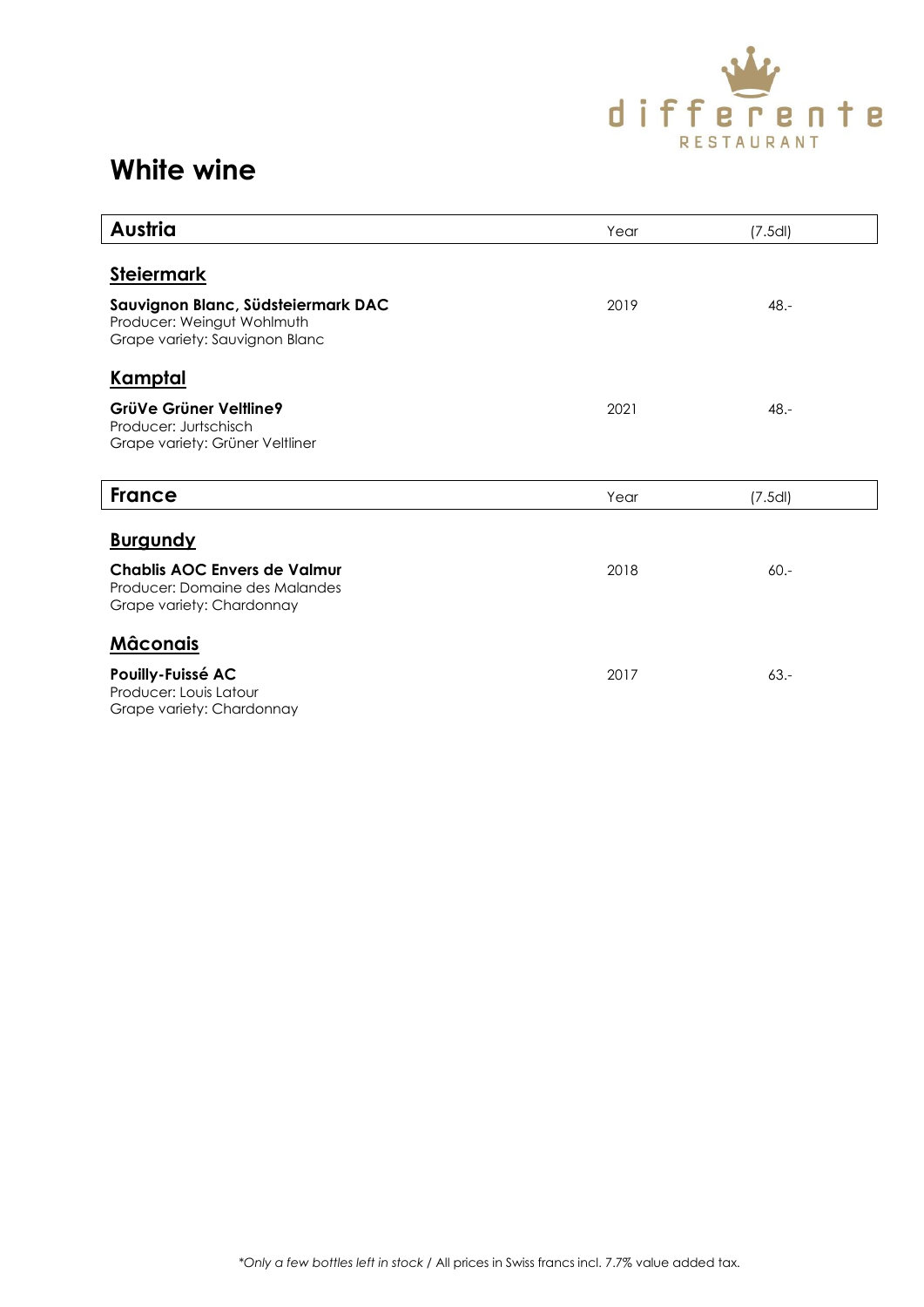# White wine

| Austria | Year | (7.5dl) |
|---|---|---|
| **Steiermark** | | |
| **Sauvignon Blanc, Südsteiermark DAC**<br>Producer: Weingut Wohlmuth<br>Grape variety: Sauvignon Blanc | 2019 | 48.- |
| **Kamptal** | | |
| **GrüVe Grüner Veltline9**<br>Producer: Jurtschisch<br>Grape variety: Grüner Veltliner | 2021 | 48.- |

| France | Year | (7.5dl) |
|---|---|---|
| **Burgundy** | | |
| **Chablis AOC Envers de Valmur**<br>Producer: Domaine des Malandes<br>Grape variety: Chardonnay | 2018 | 60.- |
| **Mâconais** | | |
| **Pouilly-Fuissé AC**<br>Producer: Louis Latour<br>Grape variety: Chardonnay | 2017 | 63.- |

*Only a few bottles left in stock* / All prices in Swiss francs incl. 7.7% value added tax.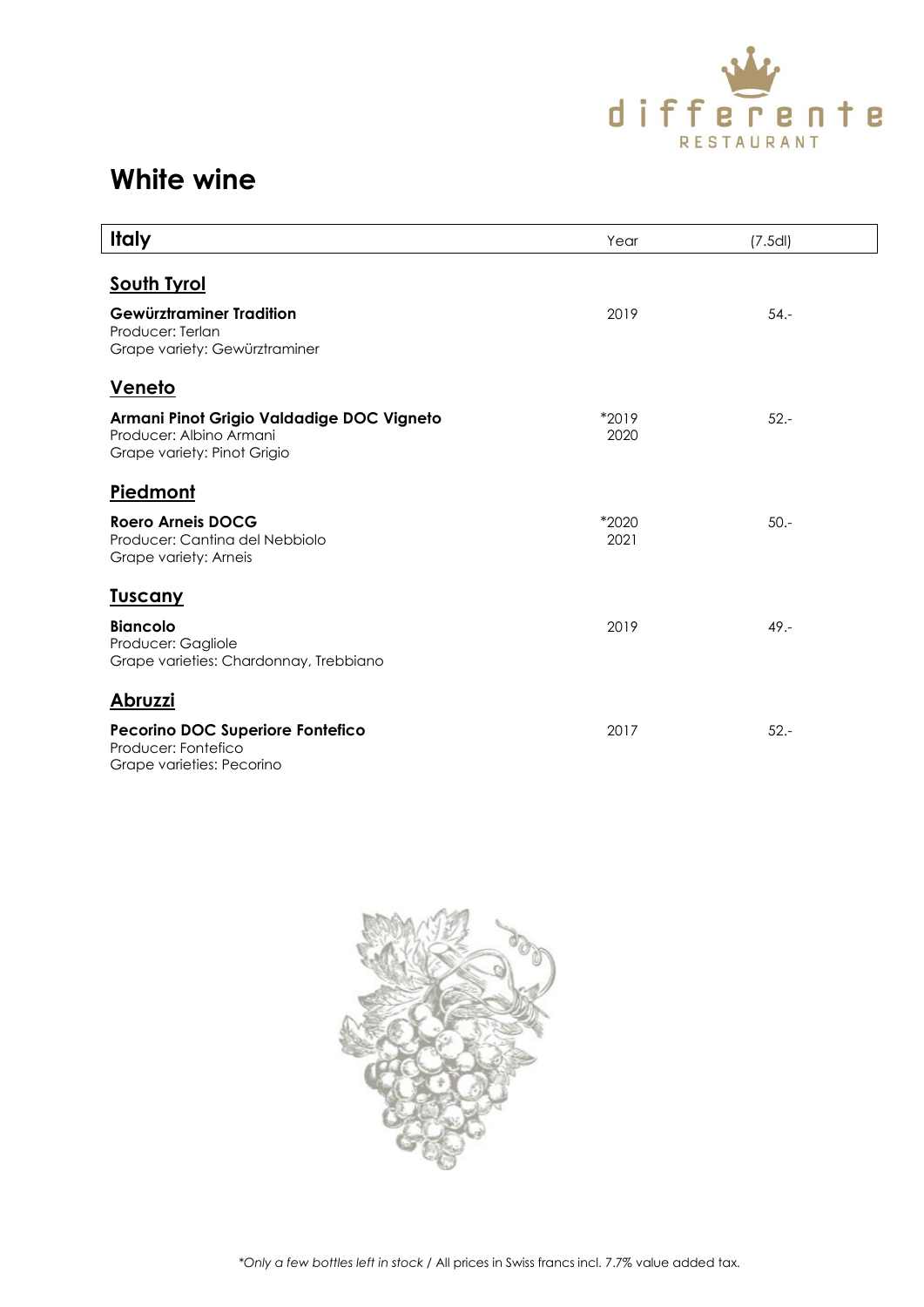# White wine

| Italy | Year | (7.5dl) |
|---|---|---|
| **South Tyrol** | | |
| **Gewürztraminer Tradition**<br>Producer: Terlan<br>Grape variety: Gewürztraminer | 2019 | 54.- |
| **Veneto** | | |
| **Armani Pinot Grigio Valdadige DOC Vigneto**<br>Producer: Albino Armani<br>Grape variety: Pinot Grigio | *2019<br>2020 | 52.- |
| **Piedmont** | | |
| **Roero Arneis DOCG**<br>Producer: Cantina del Nebbiolo<br>Grape variety: Arneis | *2020<br>2021 | 50.- |
| **Tuscany** | | |
| **Biancolo**<br>Producer: Gagliole<br>Grape varieties: Chardonnay, Trebbiano | 2019 | 49.- |
| **Abruzzi** | | |
| **Pecorino DOC Superiore Fontefico**<br>Producer: Fontefico<br>Grape varieties: Pecorino | 2017 | 52.- |

*Only a few bottles left in stock* / All prices in Swiss francs incl. 7.7% value added tax.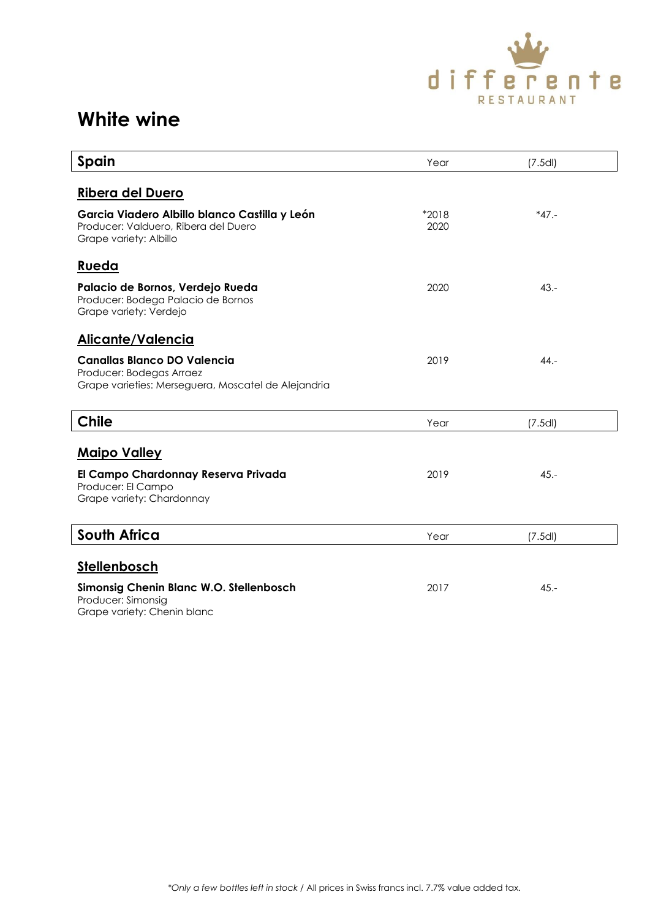differente RESTAURANT

# White wine

| Spain | Year | (7.5dl) |
|---|---|---|
| **Ribera del Duero** | | |
| **Garcia Viadero Albillo blanco Castilla y León**<br>Producer: Valduero, Ribera del Duero<br>Grape variety: Albillo | *2018<br>2020 | *47.- |
| **Rueda** | | |
| **Palacio de Bornos, Verdejo Rueda**<br>Producer: Bodega Palacio de Bornos<br>Grape variety: Verdejo | 2020 | 43.- |
| **Alicante/Valencia** | | |
| **Canallas Blanco DO Valencia**<br>Producer: Bodegas Arraez<br>Grape varieties: Merseguera, Moscatel de Alejandria | 2019 | 44.- |

| Chile | Year | (7.5dl) |
|---|---|---|
| **Maipo Valley** | | |
| **El Campo Chardonnay Reserva Privada**<br>Producer: El Campo<br>Grape variety: Chardonnay | 2019 | 45.- |

| South Africa | Year | (7.5dl) |
|---|---|---|
| **Stellenbosch** | | |
| **Simonsig Chenin Blanc W.O. Stellenbosch**<br>Producer: Simonsig<br>Grape variety: Chenin blanc | 2017 | 45.- |

*Only a few bottles left in stock* / All prices in Swiss francs incl. 7.7% value added tax.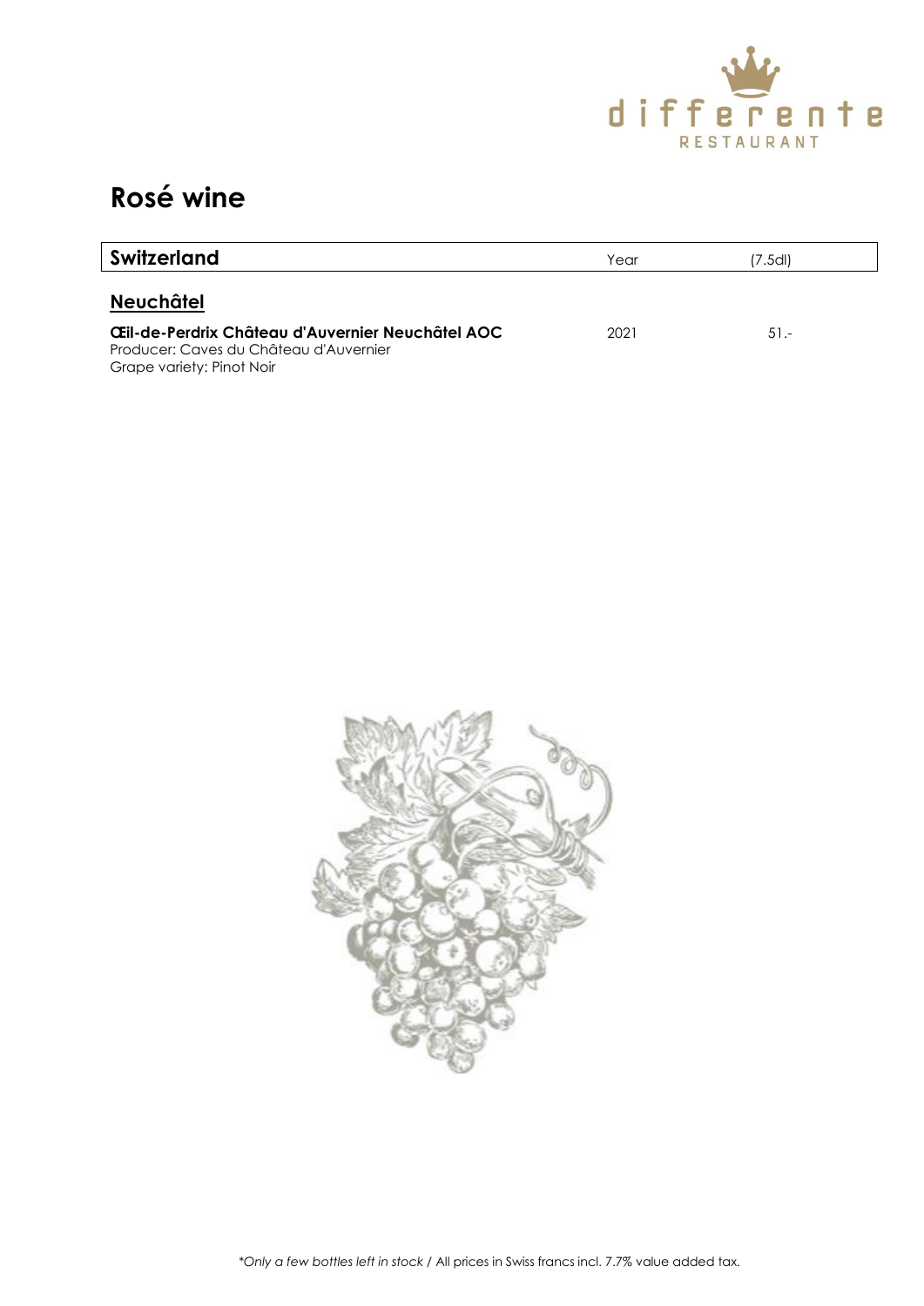# Rosé wine

| Switzerland | Year | (7.5dl) |
| --- | --- | --- |
| **Neuchâtel** | | |
| **Œil-de-Perdrix Château d'Auvernier Neuchâtel AOC**<br>Producer: Caves du Château d'Auvernier<br>Grape variety: Pinot Noir | 2021 | 51.- |

*\*Only a few bottles left in stock* / All prices in Swiss francs incl. 7.7% value added tax.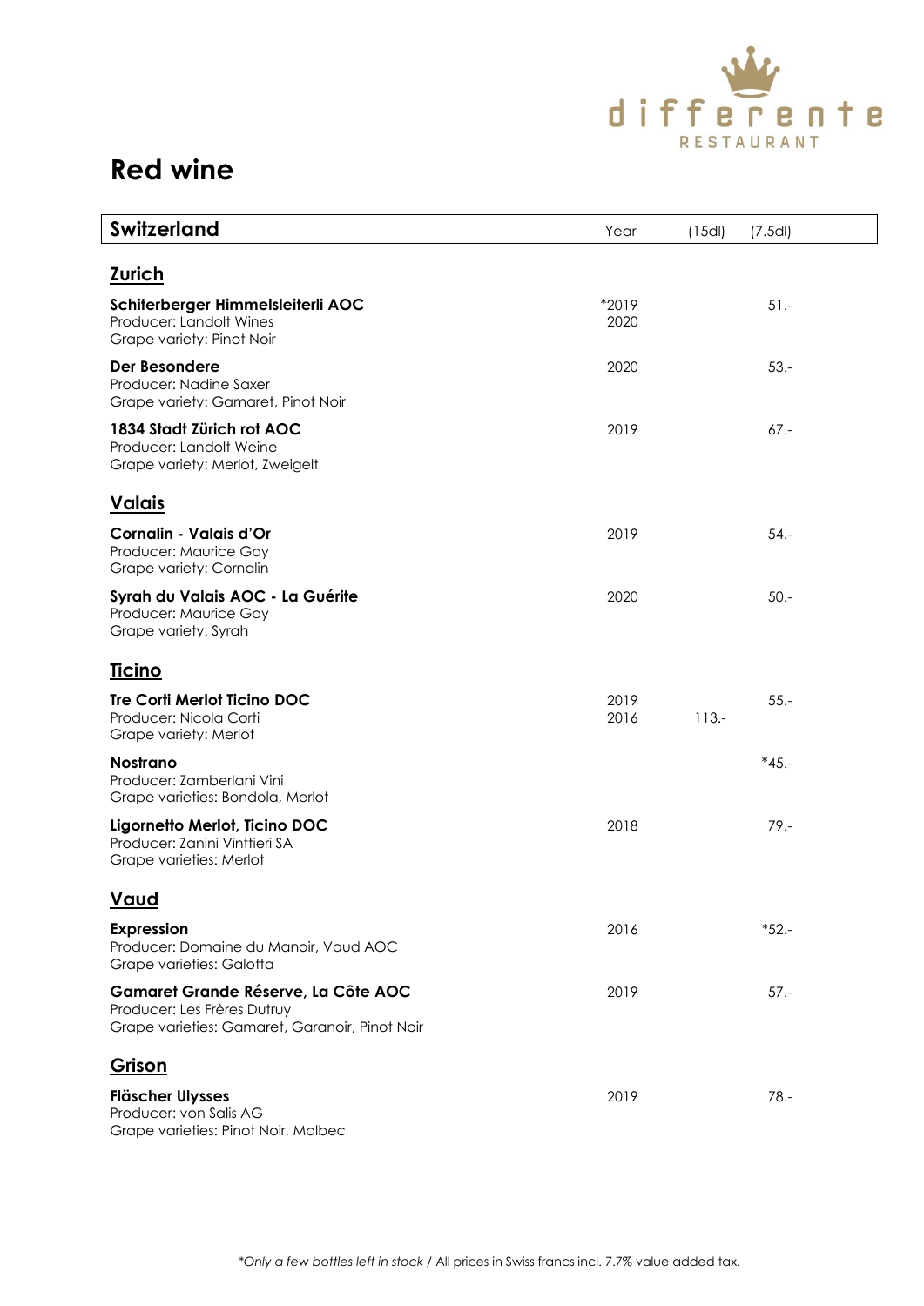differente RESTAURANT

# Red wine

| Switzerland | Year | (15dl) | (7.5dl) |
|---|---|---|---|
| **Zurich** | | | |
| **Schiterberger Himmelsleiterli AOC**<br>Producer: Landolt Wines<br>Grape variety: Pinot Noir | *2019<br>2020 | | 51.- |
| **Der Besondere**<br>Producer: Nadine Saxer<br>Grape variety: Gamaret, Pinot Noir | 2020 | | 53.- |
| **1834 Stadt Zürich rot AOC**<br>Producer: Landolt Weine<br>Grape variety: Merlot, Zweigelt | 2019 | | 67.- |
| **Valais** | | | |
| **Cornalin - Valais d'Or**<br>Producer: Maurice Gay<br>Grape variety: Cornalin | 2019 | | 54.- |
| **Syrah du Valais AOC - La Guérite**<br>Producer: Maurice Gay<br>Grape variety: Syrah | 2020 | | 50.- |
| **Ticino** | | | |
| **Tre Corti Merlot Ticino DOC**<br>Producer: Nicola Corti<br>Grape variety: Merlot | 2019<br>2016 | <br>113.- | 55.- |
| **Nostrano**<br>Producer: Zamberlani Vini<br>Grape varieties: Bondola, Merlot | | | *45.- |
| **Ligornetto Merlot, Ticino DOC**<br>Producer: Zanini Vinttieri SA<br>Grape varieties: Merlot | 2018 | | 79.- |
| **Vaud** | | | |
| **Expression**<br>Producer: Domaine du Manoir, Vaud AOC<br>Grape varieties: Galotta | 2016 | | *52.- |
| **Gamaret Grande Réserve, La Côte AOC**<br>Producer: Les Frères Dutruy<br>Grape varieties: Gamaret, Garanoir, Pinot Noir | 2019 | | 57.- |
| **Grison** | | | |
| **Fläscher Ulysses**<br>Producer: von Salis AG<br>Grape varieties: Pinot Noir, Malbec | 2019 | | 78.- |

*Only a few bottles left in stock* / All prices in Swiss francs incl. 7.7% value added tax.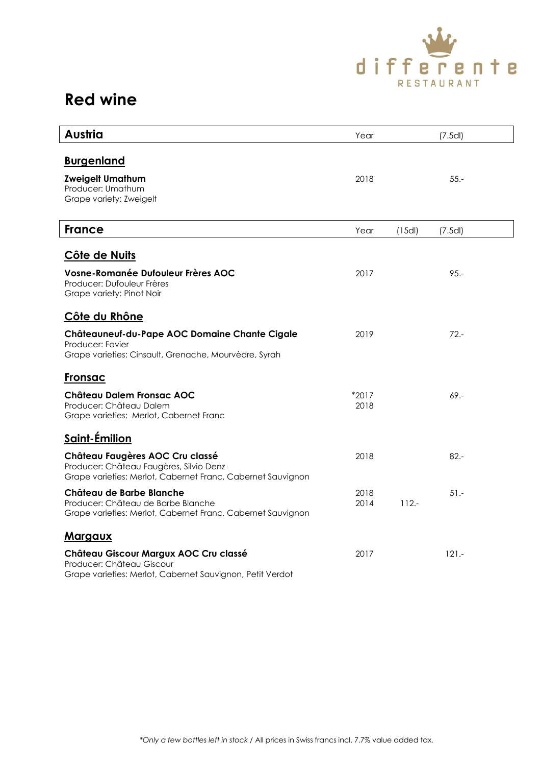differente RESTAURANT

# Red wine

| Austria | Year | | (7.5dl) |
|---|---|---|---|
| **Burgenland** | | | |
| **Zweigelt Umathum**<br>Producer: Umathum<br>Grape variety: Zweigelt | 2018 | | 55.- |

| France | Year | (15dl) | (7.5dl) |
|---|---|---|---|
| **Côte de Nuits** | | | |
| **Vosne-Romanée Dufouleur Frères AOC**<br>Producer: Dufouleur Frères<br>Grape variety: Pinot Noir | 2017 | | 95.- |
| **Côte du Rhône** | | | |
| **Châteauneuf-du-Pape AOC Domaine Chante Cigale**<br>Producer: Favier<br>Grape varieties: Cinsault, Grenache, Mourvèdre, Syrah | 2019 | | 72.- |
| **Fronsac** | | | |
| **Château Dalem Fronsac AOC**<br>Producer: Château Dalem<br>Grape varieties: Merlot, Cabernet Franc | *2017<br>2018 | | 69.- |
| **Saint-Émilion** | | | |
| **Château Faugères AOC Cru classé**<br>Producer: Château Faugères, Silvio Denz<br>Grape varieties: Merlot, Cabernet Franc, Cabernet Sauvignon | 2018 | | 82.- |
| **Château de Barbe Blanche**<br>Producer: Château de Barbe Blanche<br>Grape varieties: Merlot, Cabernet Franc, Cabernet Sauvignon | 2018<br>2014 | <br>112.- | 51.- |
| **Margaux** | | | |
| **Château Giscour Margux AOC Cru classé**<br>Producer: Château Giscour<br>Grape varieties: Merlot, Cabernet Sauvignon, Petit Verdot | 2017 | | 121.- |

*Only a few bottles left in stock* / All prices in Swiss francs incl. 7.7% value added tax.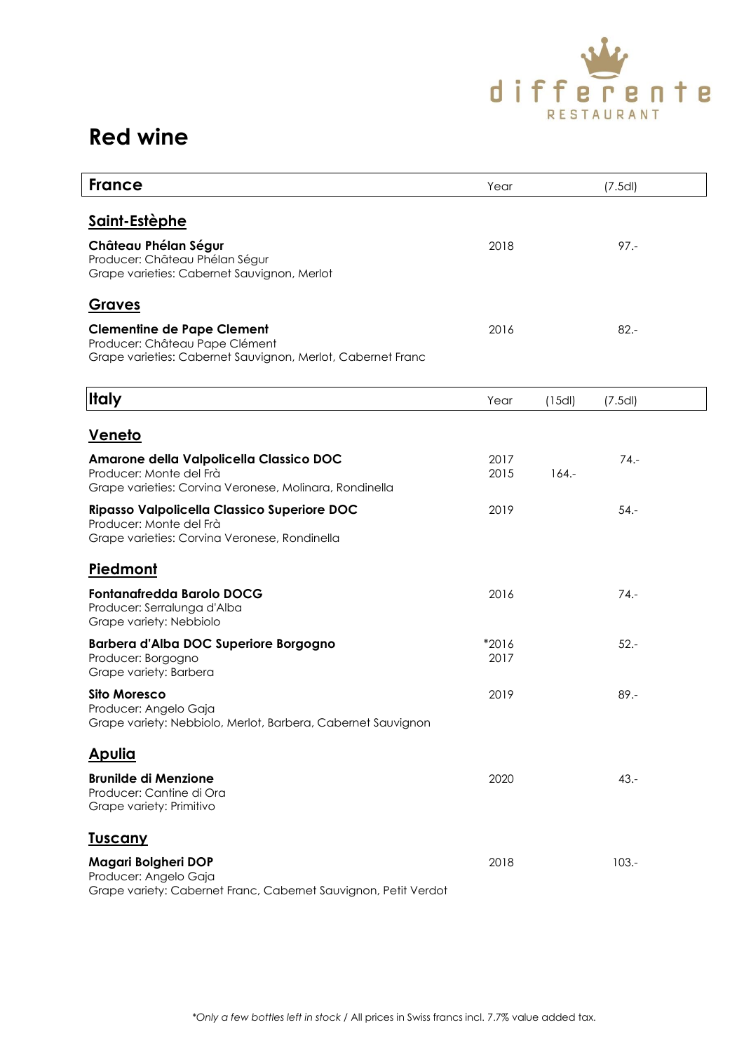# Red wine

## France

| | Year | (7.5dl) |
|---|---|---|
| **Saint-Estèphe** | | |
| **Château Phélan Ségur**<br>Producer: Château Phélan Ségur<br>Grape varieties: Cabernet Sauvignon, Merlot | 2018 | 97.- |
| **Graves** | | |
| **Clementine de Pape Clement**<br>Producer: Château Pape Clément<br>Grape varieties: Cabernet Sauvignon, Merlot, Cabernet Franc | 2016 | 82.- |

## Italy

| | Year | (15dl) | (7.5dl) |
|---|---|---|---|
| **Veneto** | | | |
| **Amarone della Valpolicella Classico DOC**<br>Producer: Monte del Frà<br>Grape varieties: Corvina Veronese, Molinara, Rondinella | 2017<br>2015 | <br>164.- | 74.- |
| **Ripasso Valpolicella Classico Superiore DOC**<br>Producer: Monte del Frà<br>Grape varieties: Corvina Veronese, Rondinella | 2019 | | 54.- |
| **Piedmont** | | | |
| **Fontanafredda Barolo DOCG**<br>Producer: Serralunga d'Alba<br>Grape variety: Nebbiolo | 2016 | | 74.- |
| **Barbera d'Alba DOC Superiore Borgogno**<br>Producer: Borgogno<br>Grape variety: Barbera | *2016<br>2017 | | 52.- |
| **Sito Moresco**<br>Producer: Angelo Gaja<br>Grape variety: Nebbiolo, Merlot, Barbera, Cabernet Sauvignon | 2019 | | 89.- |
| **Apulia** | | | |
| **Brunilde di Menzione**<br>Producer: Cantine di Ora<br>Grape variety: Primitivo | 2020 | | 43.- |
| **Tuscany** | | | |
| **Magari Bolgheri DOP**<br>Producer: Angelo Gaja<br>Grape variety: Cabernet Franc, Cabernet Sauvignon, Petit Verdot | 2018 | | 103.- |

*Only a few bottles left in stock* / All prices in Swiss francs incl. 7.7% value added tax.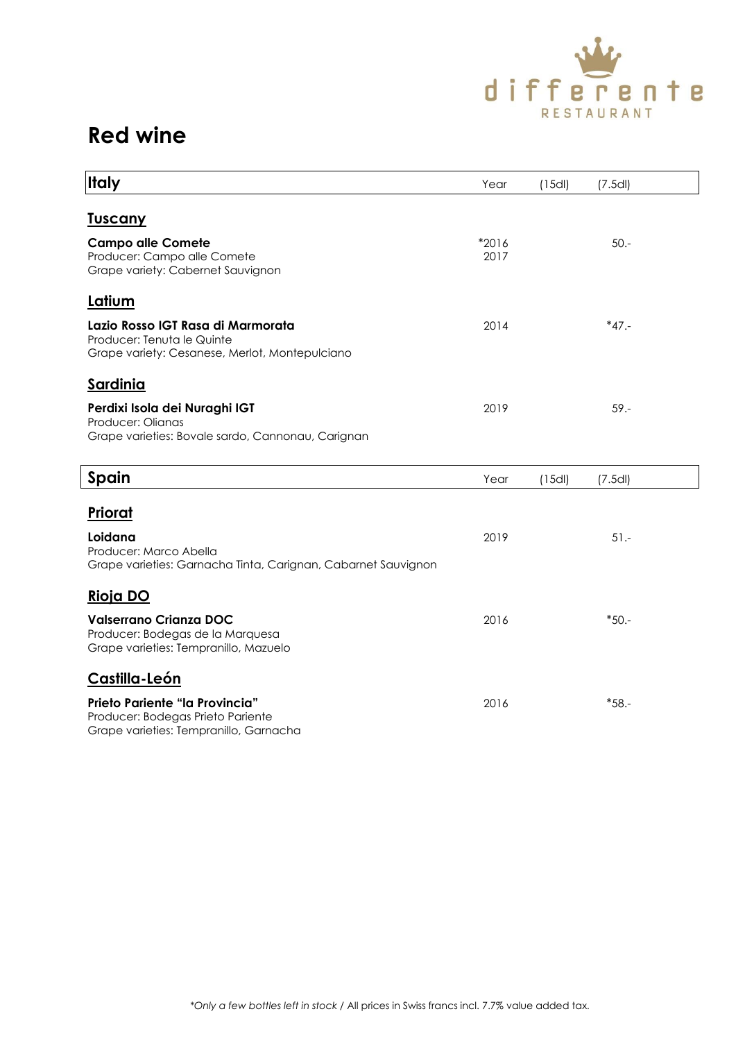# Red wine

## Italy

| | Year | (15dl) | (7.5dl) |
|---|---|---|---|
| **Tuscany** | | | |
| **Campo alle Comete**<br>Producer: Campo alle Comete<br>Grape variety: Cabernet Sauvignon | *2016<br>2017 | | 50.- |
| **Latium** | | | |
| **Lazio Rosso IGT Rasa di Marmorata**<br>Producer: Tenuta le Quinte<br>Grape variety: Cesanese, Merlot, Montepulciano | 2014 | | *47.- |
| **Sardinia** | | | |
| **Perdixi Isola dei Nuraghi IGT**<br>Producer: Olianas<br>Grape varieties: Bovale sardo, Cannonau, Carignan | 2019 | | 59.- |

## Spain

| | Year | (15dl) | (7.5dl) |
|---|---|---|---|
| **Priorat** | | | |
| **Loidana**<br>Producer: Marco Abella<br>Grape varieties: Garnacha Tinta, Carignan, Cabernet Sauvignon | 2019 | | 51.- |
| **Rioja DO** | | | |
| **Valserrano Crianza DOC**<br>Producer: Bodegas de la Marquesa<br>Grape varieties: Tempranillo, Mazuelo | 2016 | | *50.- |
| **Castilla-León** | | | |
| **Prieto Pariente "la Provincia"**<br>Producer: Bodegas Prieto Pariente<br>Grape varieties: Tempranillo, Garnacha | 2016 | | *58.- |

*Only a few bottles left in stock* / All prices in Swiss francs incl. 7.7% value added tax.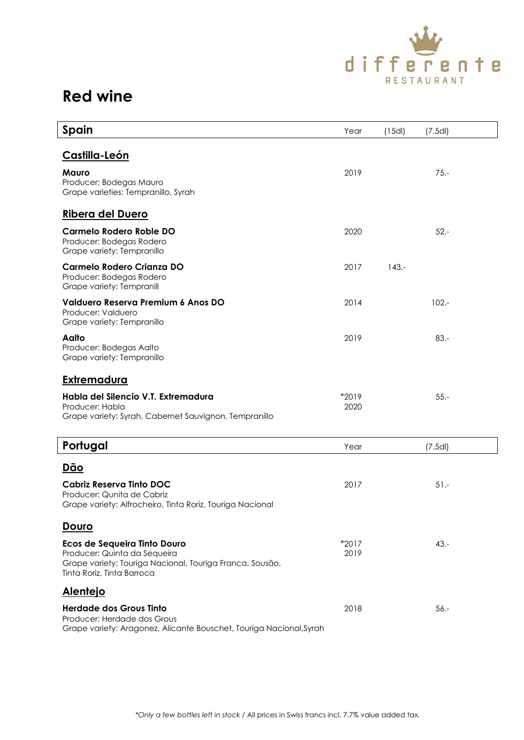# Red wine

| Spain | Year | (15dl) | (7.5dl) |
|---|---|---|---|
| **Castilla-León** | | | |
| **Mauro**<br>Producer: Bodegas Mauro<br>Grape varieties: Tempranillo, Syrah | 2019 | | 75.- |
| **Ribera del Duero** | | | |
| **Carmelo Rodero Roble DO**<br>Producer: Bodegas Rodero<br>Grape variety: Tempranillo | 2020 | | 52.- |
| **Carmelo Rodero Crianza DO**<br>Producer: Bodegas Rodero<br>Grape variety: Tempranill | 2017 | 143.- | |
| **Valduero Reserva Premium 6 Anos DO**<br>Producer: Valduero<br>Grape variety: Tempranillo | 2014 | | 102.- |
| **Aalto**<br>Producer: Bodegas Aalto<br>Grape variety: Tempranillo | 2019 | | 83.- |
| **Extremadura** | | | |
| **Habla del Silencio V.T. Extremadura**<br>Producer: Habla<br>Grape variety: Syrah, Cabernet Sauvignon, Tempranillo | *2019<br>2020 | | 55.- |

| Portugal | Year | (7.5dl) |
|---|---|---|
| **Dão** | | |
| **Cabriz Reserva Tinto DOC**<br>Producer: Qunita de Cabriz<br>Grape variety: Alfrocheiro, Tinta Roriz, Touriga Nacional | 2017 | 51.- |
| **Douro** | | |
| **Ecos de Sequeira Tinto Douro**<br>Producer: Quinta da Sequeira<br>Grape variety: Touriga Nacional, Touriga Franca, Sousão, Tinta Roriz, Tinta Barroca | *2017<br>2019 | 43.- |
| **Alentejo** | | |
| **Herdade dos Grous Tinto**<br>Producer: Herdade dos Grous<br>Grape variety: Aragonez, Alicante Bouschet, Touriga Nacional,Syrah | 2018 | 56.- |

*Only a few bottles left in stock* / All prices in Swiss francs incl. 7.7% value added tax.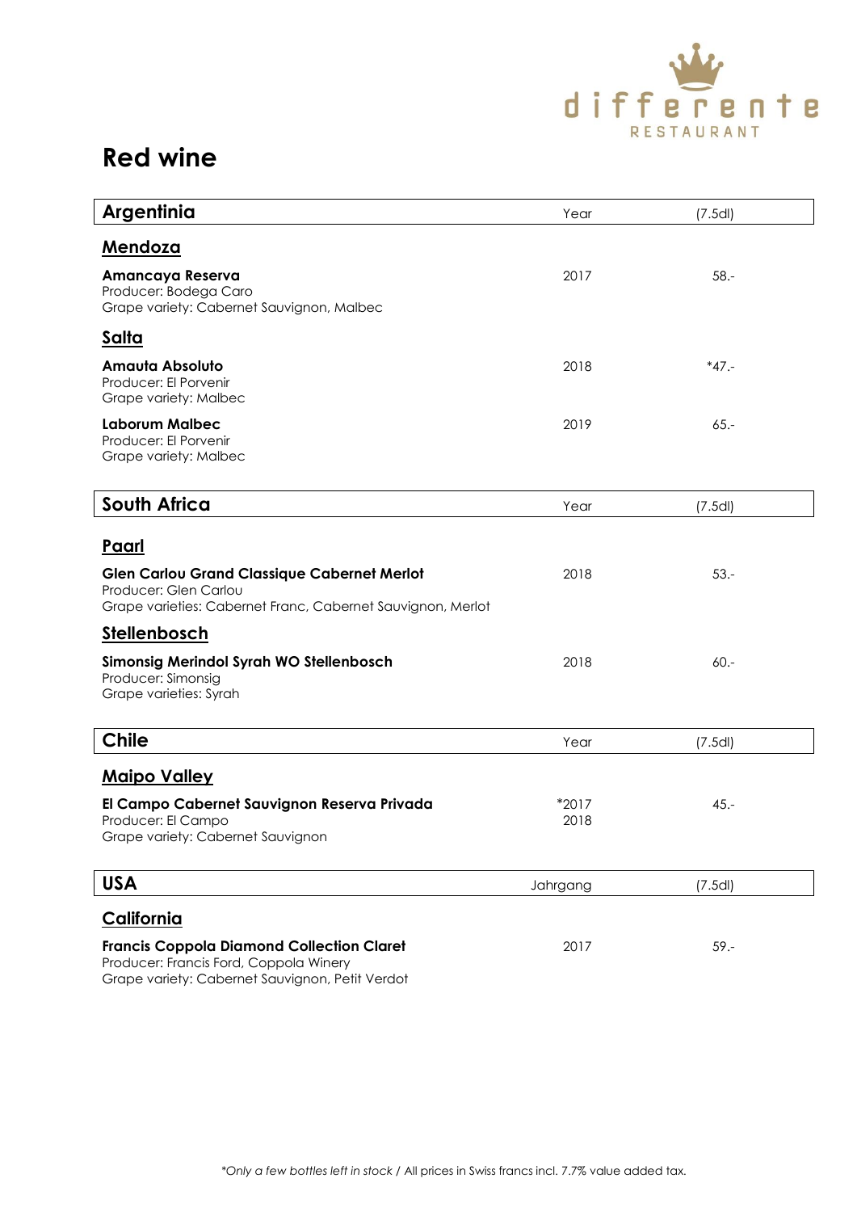differente
RESTAURANT

# Red wine

| Argentinia | Year | (7.5dl) |
|---|---|---|
| **Mendoza** | | |
| **Amancaya Reserva**<br>Producer: Bodega Caro<br>Grape variety: Cabernet Sauvignon, Malbec | 2017 | 58.- |
| **Salta** | | |
| **Amauta Absoluto**<br>Producer: El Porvenir<br>Grape variety: Malbec | 2018 | *47.- |
| **Laborum Malbec**<br>Producer: El Porvenir<br>Grape variety: Malbec | 2019 | 65.- |

| South Africa | Year | (7.5dl) |
|---|---|---|
| **Paarl** | | |
| **Glen Carlou Grand Classique Cabernet Merlot**<br>Producer: Glen Carlou<br>Grape varieties: Cabernet Franc, Cabernet Sauvignon, Merlot | 2018 | 53.- |
| **Stellenbosch** | | |
| **Simonsig Merindol Syrah WO Stellenbosch**<br>Producer: Simonsig<br>Grape varieties: Syrah | 2018 | 60.- |

| Chile | Year | (7.5dl) |
|---|---|---|
| **Maipo Valley** | | |
| **El Campo Cabernet Sauvignon Reserva Privada**<br>Producer: El Campo<br>Grape variety: Cabernet Sauvignon | *2017<br>2018 | 45.- |

| USA | Jahrgang | (7.5dl) |
|---|---|---|
| **California** | | |
| **Francis Coppola Diamond Collection Claret**<br>Producer: Francis Ford, Coppola Winery<br>Grape variety: Cabernet Sauvignon, Petit Verdot | 2017 | 59.- |

*Only a few bottles left in stock* / All prices in Swiss francs incl. 7.7% value added tax.